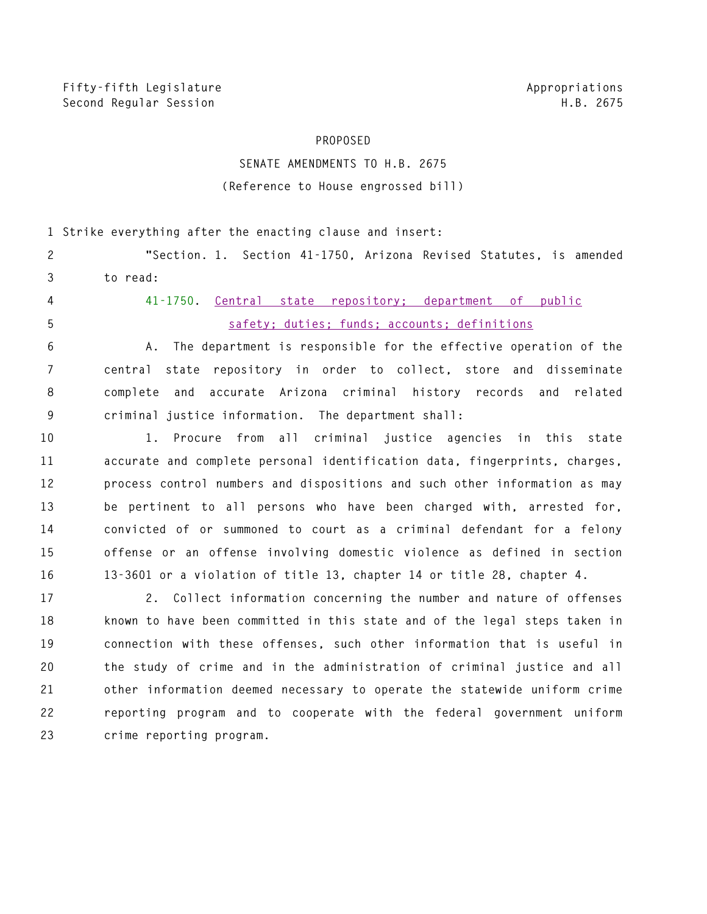Fifty-fifth Legislature
Second Regular Session

Appropriations
H.B. 2675

PROPOSED

SENATE AMENDMENTS TO H.B. 2675

(Reference to House engrossed bill)

1 Strike everything after the enacting clause and insert:

2 "Section. 1. Section 41-1750, Arizona Revised Statutes, is amended
3 to read:

4 41-1750. Central state repository; department of public
5 safety; duties; funds; accounts; definitions

6 A. The department is responsible for the effective operation of the
7 central state repository in order to collect, store and disseminate
8 complete and accurate Arizona criminal history records and related
9 criminal justice information. The department shall:

10 1. Procure from all criminal justice agencies in this state
11 accurate and complete personal identification data, fingerprints, charges,
12 process control numbers and dispositions and such other information as may
13 be pertinent to all persons who have been charged with, arrested for,
14 convicted of or summoned to court as a criminal defendant for a felony
15 offense or an offense involving domestic violence as defined in section
16 13-3601 or a violation of title 13, chapter 14 or title 28, chapter 4.

17 2. Collect information concerning the number and nature of offenses
18 known to have been committed in this state and of the legal steps taken in
19 connection with these offenses, such other information that is useful in
20 the study of crime and in the administration of criminal justice and all
21 other information deemed necessary to operate the statewide uniform crime
22 reporting program and to cooperate with the federal government uniform
23 crime reporting program.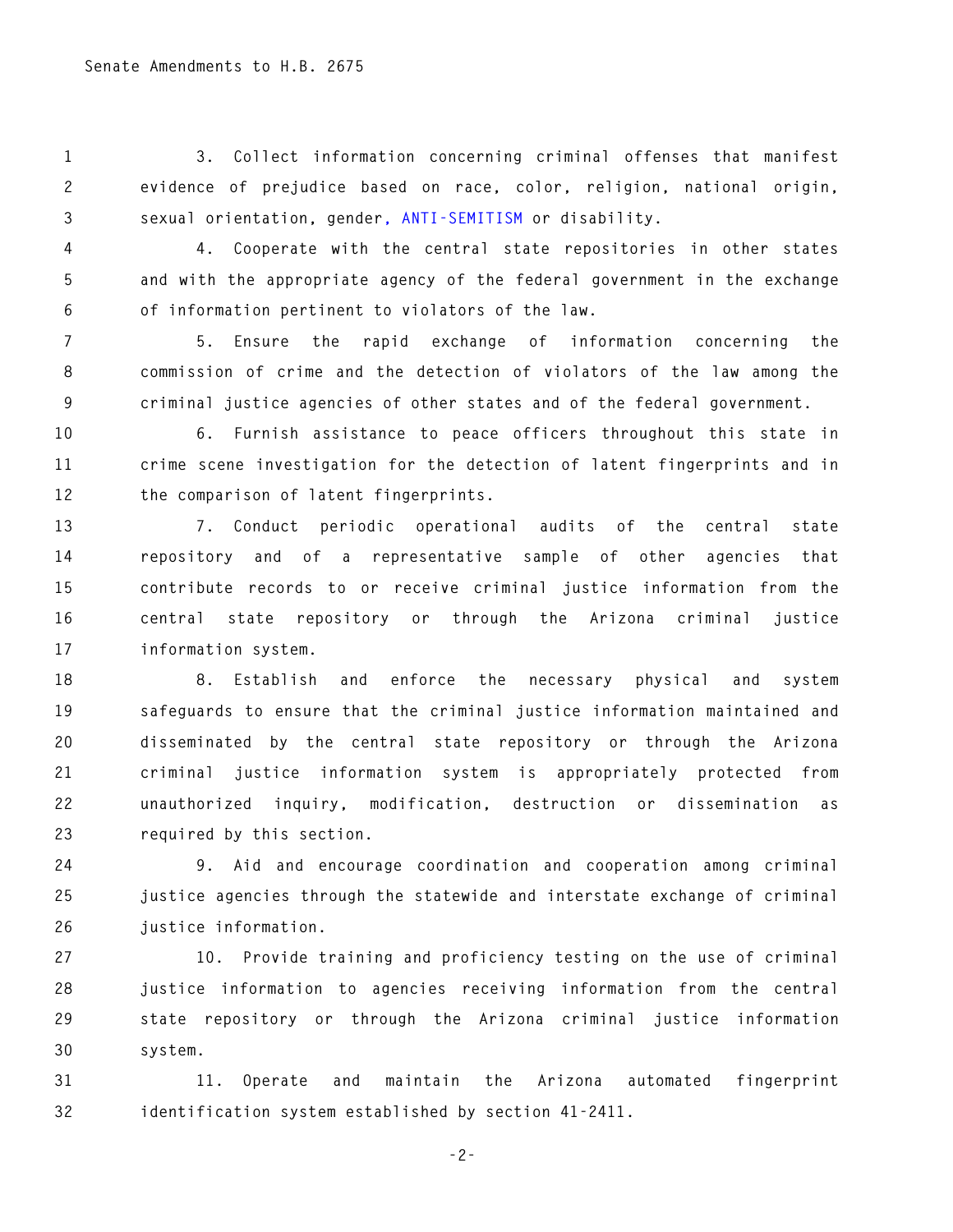3. Collect information concerning criminal offenses that manifest evidence of prejudice based on race, color, religion, national origin, sexual orientation, gender, ANTI-SEMITISM or disability.

4. Cooperate with the central state repositories in other states and with the appropriate agency of the federal government in the exchange of information pertinent to violators of the law.

5. Ensure the rapid exchange of information concerning the commission of crime and the detection of violators of the law among the criminal justice agencies of other states and of the federal government.

6. Furnish assistance to peace officers throughout this state in crime scene investigation for the detection of latent fingerprints and in the comparison of latent fingerprints.

7. Conduct periodic operational audits of the central state repository and of a representative sample of other agencies that contribute records to or receive criminal justice information from the central state repository or through the Arizona criminal justice information system.

8. Establish and enforce the necessary physical and system safeguards to ensure that the criminal justice information maintained and disseminated by the central state repository or through the Arizona criminal justice information system is appropriately protected from unauthorized inquiry, modification, destruction or dissemination as required by this section.

9. Aid and encourage coordination and cooperation among criminal justice agencies through the statewide and interstate exchange of criminal justice information.

10. Provide training and proficiency testing on the use of criminal justice information to agencies receiving information from the central state repository or through the Arizona criminal justice information system.

11. Operate and maintain the Arizona automated fingerprint identification system established by section 41-2411.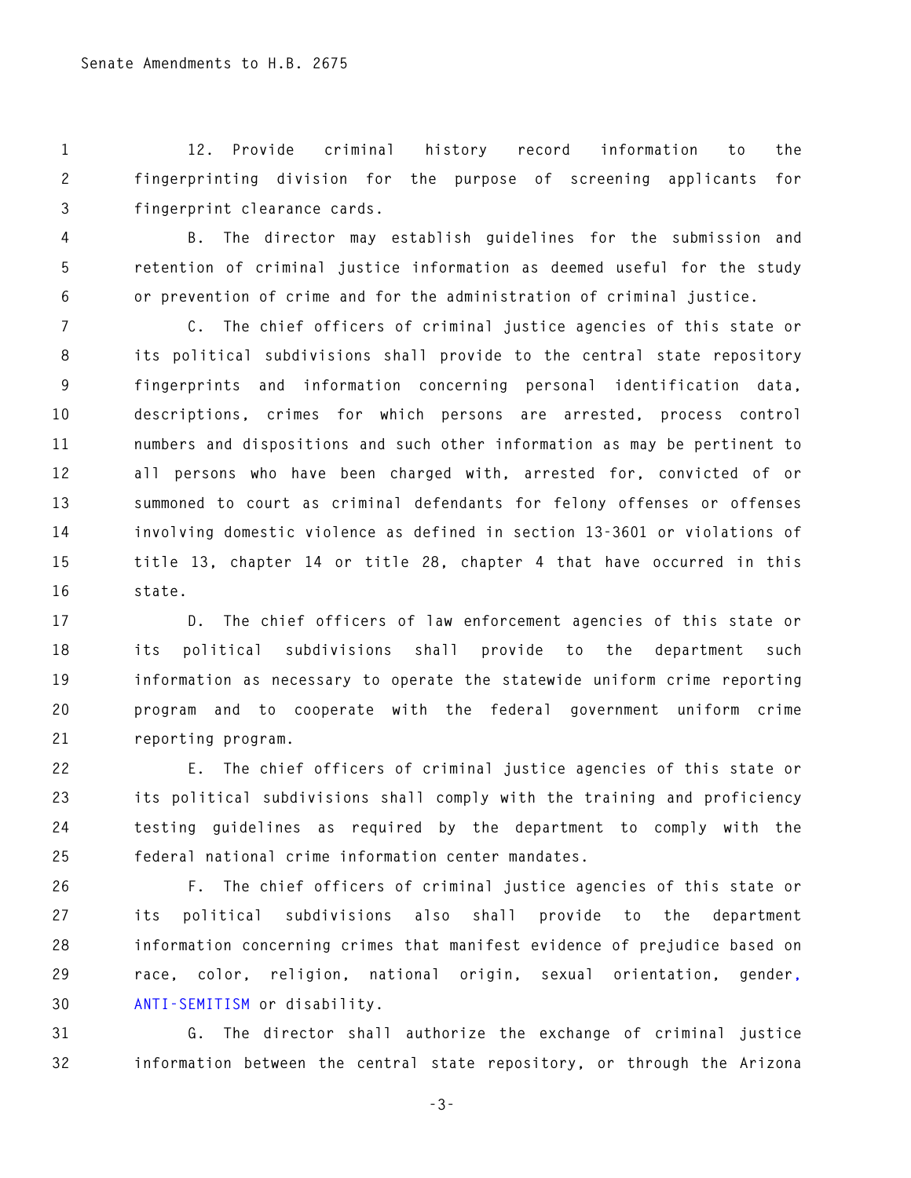12. Provide criminal history record information to the fingerprinting division for the purpose of screening applicants for fingerprint clearance cards.

B. The director may establish guidelines for the submission and retention of criminal justice information as deemed useful for the study or prevention of crime and for the administration of criminal justice.

C. The chief officers of criminal justice agencies of this state or its political subdivisions shall provide to the central state repository fingerprints and information concerning personal identification data, descriptions, crimes for which persons are arrested, process control numbers and dispositions and such other information as may be pertinent to all persons who have been charged with, arrested for, convicted of or summoned to court as criminal defendants for felony offenses or offenses involving domestic violence as defined in section 13-3601 or violations of title 13, chapter 14 or title 28, chapter 4 that have occurred in this state.

D. The chief officers of law enforcement agencies of this state or its political subdivisions shall provide to the department such information as necessary to operate the statewide uniform crime reporting program and to cooperate with the federal government uniform crime reporting program.

E. The chief officers of criminal justice agencies of this state or its political subdivisions shall comply with the training and proficiency testing guidelines as required by the department to comply with the federal national crime information center mandates.

F. The chief officers of criminal justice agencies of this state or its political subdivisions also shall provide to the department information concerning crimes that manifest evidence of prejudice based on race, color, religion, national origin, sexual orientation, gender, ANTI-SEMITISM or disability.

G. The director shall authorize the exchange of criminal justice information between the central state repository, or through the Arizona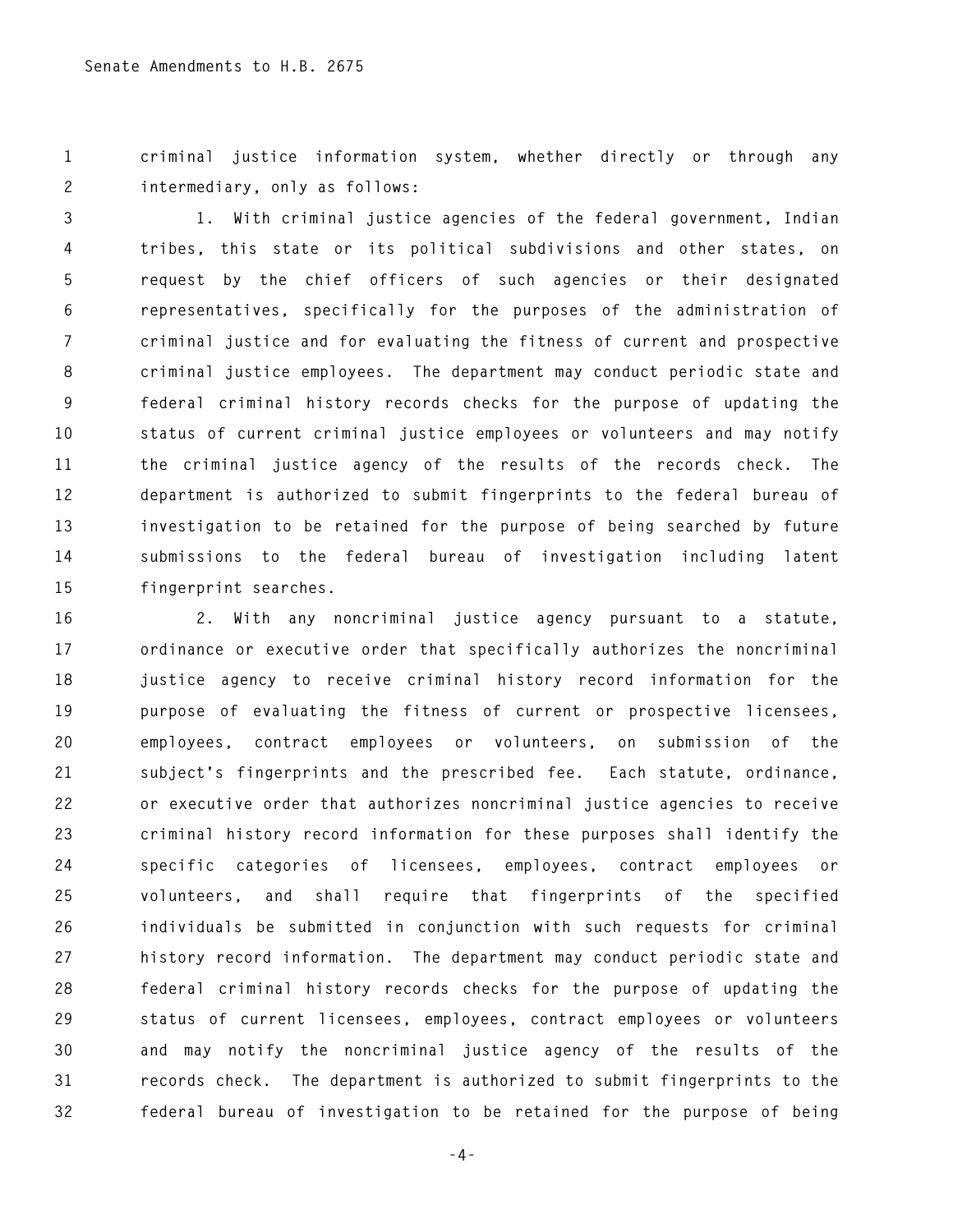criminal justice information system, whether directly or through any intermediary, only as follows:

1. With criminal justice agencies of the federal government, Indian tribes, this state or its political subdivisions and other states, on request by the chief officers of such agencies or their designated representatives, specifically for the purposes of the administration of criminal justice and for evaluating the fitness of current and prospective criminal justice employees. The department may conduct periodic state and federal criminal history records checks for the purpose of updating the status of current criminal justice employees or volunteers and may notify the criminal justice agency of the results of the records check. The department is authorized to submit fingerprints to the federal bureau of investigation to be retained for the purpose of being searched by future submissions to the federal bureau of investigation including latent fingerprint searches.

2. With any noncriminal justice agency pursuant to a statute, ordinance or executive order that specifically authorizes the noncriminal justice agency to receive criminal history record information for the purpose of evaluating the fitness of current or prospective licensees, employees, contract employees or volunteers, on submission of the subject's fingerprints and the prescribed fee. Each statute, ordinance, or executive order that authorizes noncriminal justice agencies to receive criminal history record information for these purposes shall identify the specific categories of licensees, employees, contract employees or volunteers, and shall require that fingerprints of the specified individuals be submitted in conjunction with such requests for criminal history record information. The department may conduct periodic state and federal criminal history records checks for the purpose of updating the status of current licensees, employees, contract employees or volunteers and may notify the noncriminal justice agency of the results of the records check. The department is authorized to submit fingerprints to the federal bureau of investigation to be retained for the purpose of being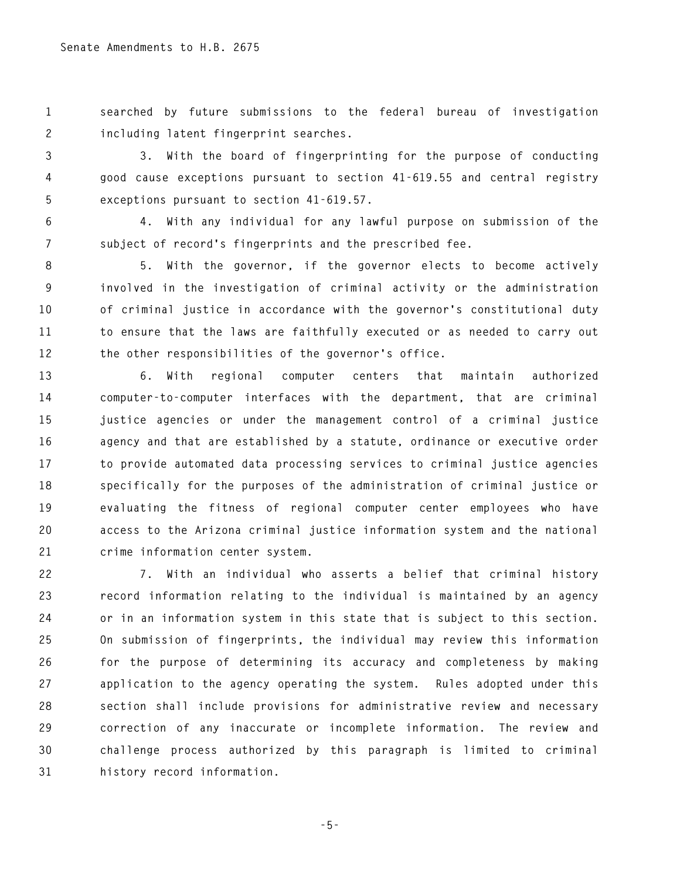searched by future submissions to the federal bureau of investigation including latent fingerprint searches.

3. With the board of fingerprinting for the purpose of conducting good cause exceptions pursuant to section 41-619.55 and central registry exceptions pursuant to section 41-619.57.

4. With any individual for any lawful purpose on submission of the subject of record's fingerprints and the prescribed fee.

5. With the governor, if the governor elects to become actively involved in the investigation of criminal activity or the administration of criminal justice in accordance with the governor's constitutional duty to ensure that the laws are faithfully executed or as needed to carry out the other responsibilities of the governor's office.

6. With regional computer centers that maintain authorized computer-to-computer interfaces with the department, that are criminal justice agencies or under the management control of a criminal justice agency and that are established by a statute, ordinance or executive order to provide automated data processing services to criminal justice agencies specifically for the purposes of the administration of criminal justice or evaluating the fitness of regional computer center employees who have access to the Arizona criminal justice information system and the national crime information center system.

7. With an individual who asserts a belief that criminal history record information relating to the individual is maintained by an agency or in an information system in this state that is subject to this section. On submission of fingerprints, the individual may review this information for the purpose of determining its accuracy and completeness by making application to the agency operating the system. Rules adopted under this section shall include provisions for administrative review and necessary correction of any inaccurate or incomplete information. The review and challenge process authorized by this paragraph is limited to criminal history record information.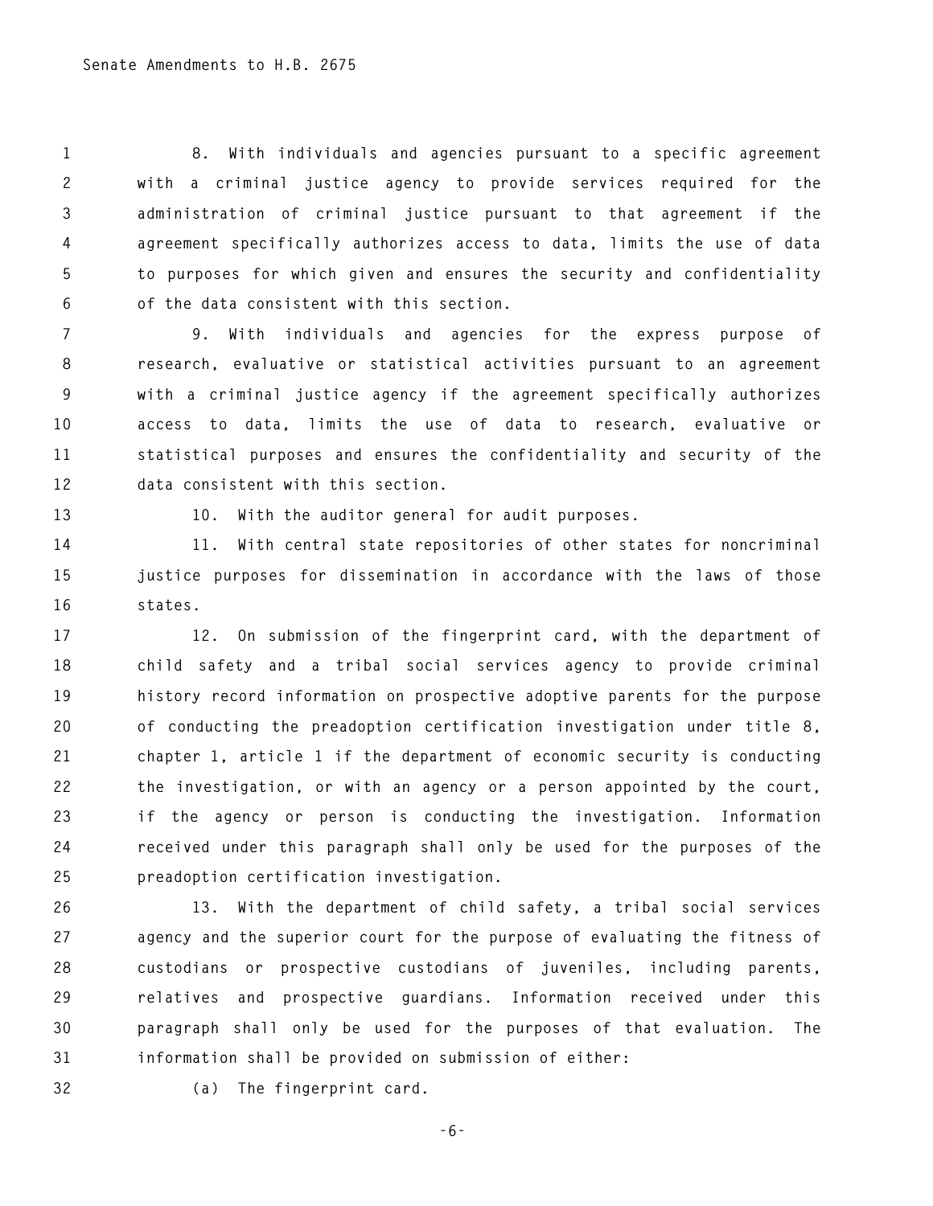8. With individuals and agencies pursuant to a specific agreement with a criminal justice agency to provide services required for the administration of criminal justice pursuant to that agreement if the agreement specifically authorizes access to data, limits the use of data to purposes for which given and ensures the security and confidentiality of the data consistent with this section.

9. With individuals and agencies for the express purpose of research, evaluative or statistical activities pursuant to an agreement with a criminal justice agency if the agreement specifically authorizes access to data, limits the use of data to research, evaluative or statistical purposes and ensures the confidentiality and security of the data consistent with this section.

10. With the auditor general for audit purposes.

11. With central state repositories of other states for noncriminal justice purposes for dissemination in accordance with the laws of those states.

12. On submission of the fingerprint card, with the department of child safety and a tribal social services agency to provide criminal history record information on prospective adoptive parents for the purpose of conducting the preadoption certification investigation under title 8, chapter 1, article 1 if the department of economic security is conducting the investigation, or with an agency or a person appointed by the court, if the agency or person is conducting the investigation. Information received under this paragraph shall only be used for the purposes of the preadoption certification investigation.

13. With the department of child safety, a tribal social services agency and the superior court for the purpose of evaluating the fitness of custodians or prospective custodians of juveniles, including parents, relatives and prospective guardians. Information received under this paragraph shall only be used for the purposes of that evaluation. The information shall be provided on submission of either:

(a) The fingerprint card.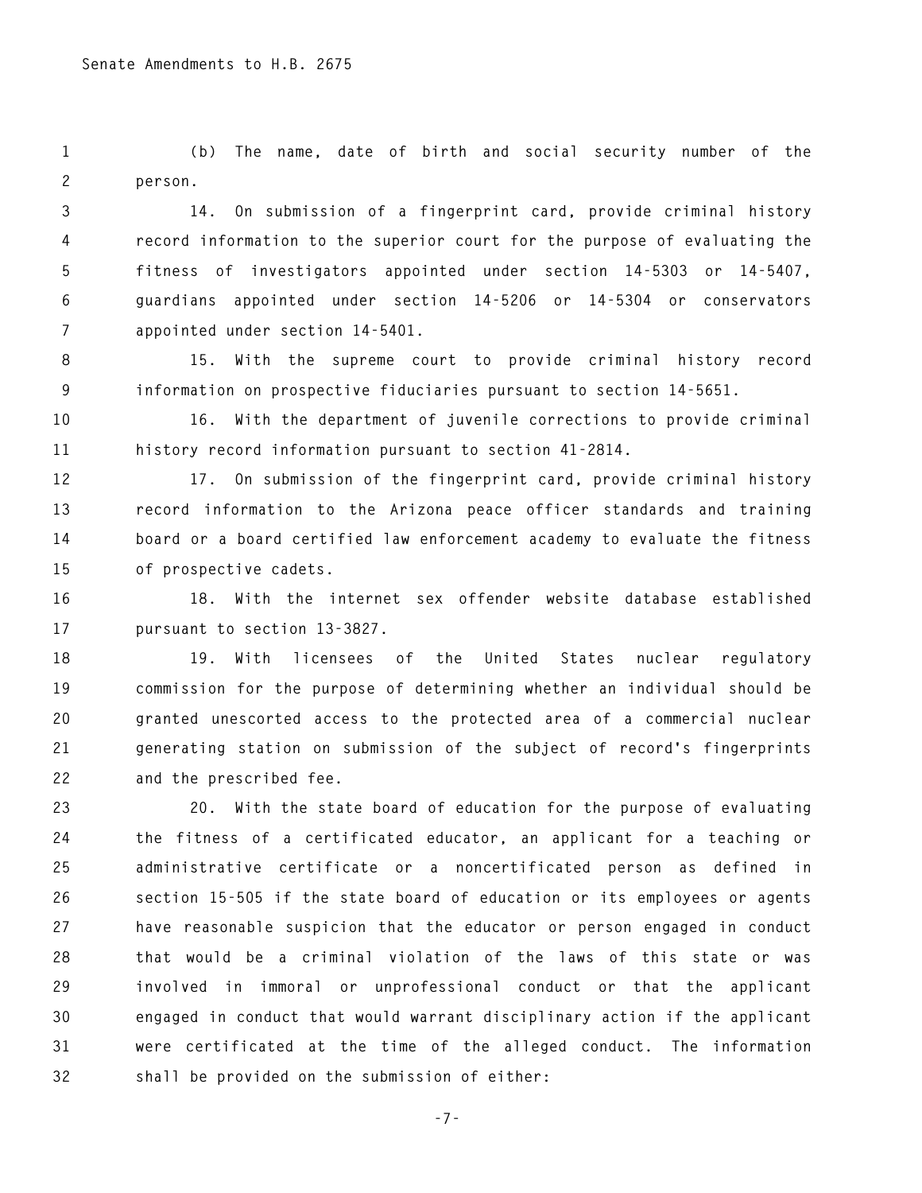(b) The name, date of birth and social security number of the person.

14. On submission of a fingerprint card, provide criminal history record information to the superior court for the purpose of evaluating the fitness of investigators appointed under section 14-5303 or 14-5407, guardians appointed under section 14-5206 or 14-5304 or conservators appointed under section 14-5401.

15. With the supreme court to provide criminal history record information on prospective fiduciaries pursuant to section 14-5651.

16. With the department of juvenile corrections to provide criminal history record information pursuant to section 41-2814.

17. On submission of the fingerprint card, provide criminal history record information to the Arizona peace officer standards and training board or a board certified law enforcement academy to evaluate the fitness of prospective cadets.

18. With the internet sex offender website database established pursuant to section 13-3827.

19. With licensees of the United States nuclear regulatory commission for the purpose of determining whether an individual should be granted unescorted access to the protected area of a commercial nuclear generating station on submission of the subject of record's fingerprints and the prescribed fee.

20. With the state board of education for the purpose of evaluating the fitness of a certificated educator, an applicant for a teaching or administrative certificate or a noncertificated person as defined in section 15-505 if the state board of education or its employees or agents have reasonable suspicion that the educator or person engaged in conduct that would be a criminal violation of the laws of this state or was involved in immoral or unprofessional conduct or that the applicant engaged in conduct that would warrant disciplinary action if the applicant were certificated at the time of the alleged conduct. The information shall be provided on the submission of either: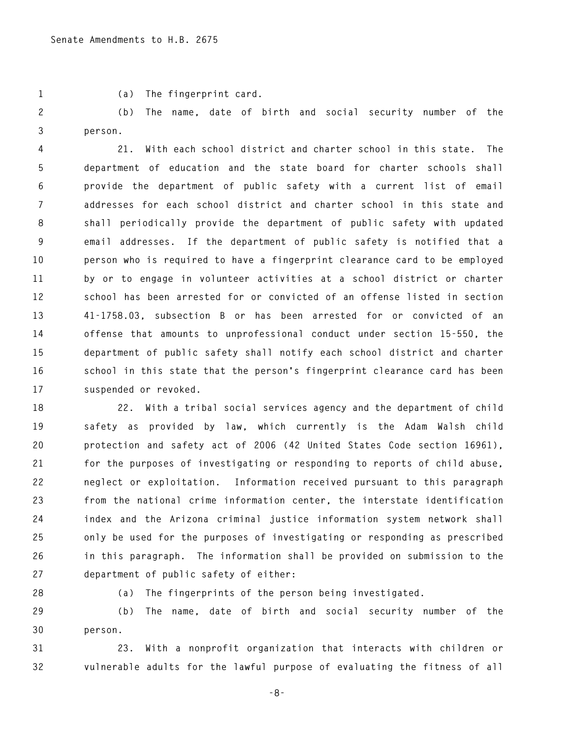(a) The fingerprint card.

(b) The name, date of birth and social security number of the person.

21. With each school district and charter school in this state. The department of education and the state board for charter schools shall provide the department of public safety with a current list of email addresses for each school district and charter school in this state and shall periodically provide the department of public safety with updated email addresses. If the department of public safety is notified that a person who is required to have a fingerprint clearance card to be employed by or to engage in volunteer activities at a school district or charter school has been arrested for or convicted of an offense listed in section 41-1758.03, subsection B or has been arrested for or convicted of an offense that amounts to unprofessional conduct under section 15-550, the department of public safety shall notify each school district and charter school in this state that the person's fingerprint clearance card has been suspended or revoked.

22. With a tribal social services agency and the department of child safety as provided by law, which currently is the Adam Walsh child protection and safety act of 2006 (42 United States Code section 16961), for the purposes of investigating or responding to reports of child abuse, neglect or exploitation. Information received pursuant to this paragraph from the national crime information center, the interstate identification index and the Arizona criminal justice information system network shall only be used for the purposes of investigating or responding as prescribed in this paragraph. The information shall be provided on submission to the department of public safety of either:

(a) The fingerprints of the person being investigated.

(b) The name, date of birth and social security number of the person.

23. With a nonprofit organization that interacts with children or vulnerable adults for the lawful purpose of evaluating the fitness of all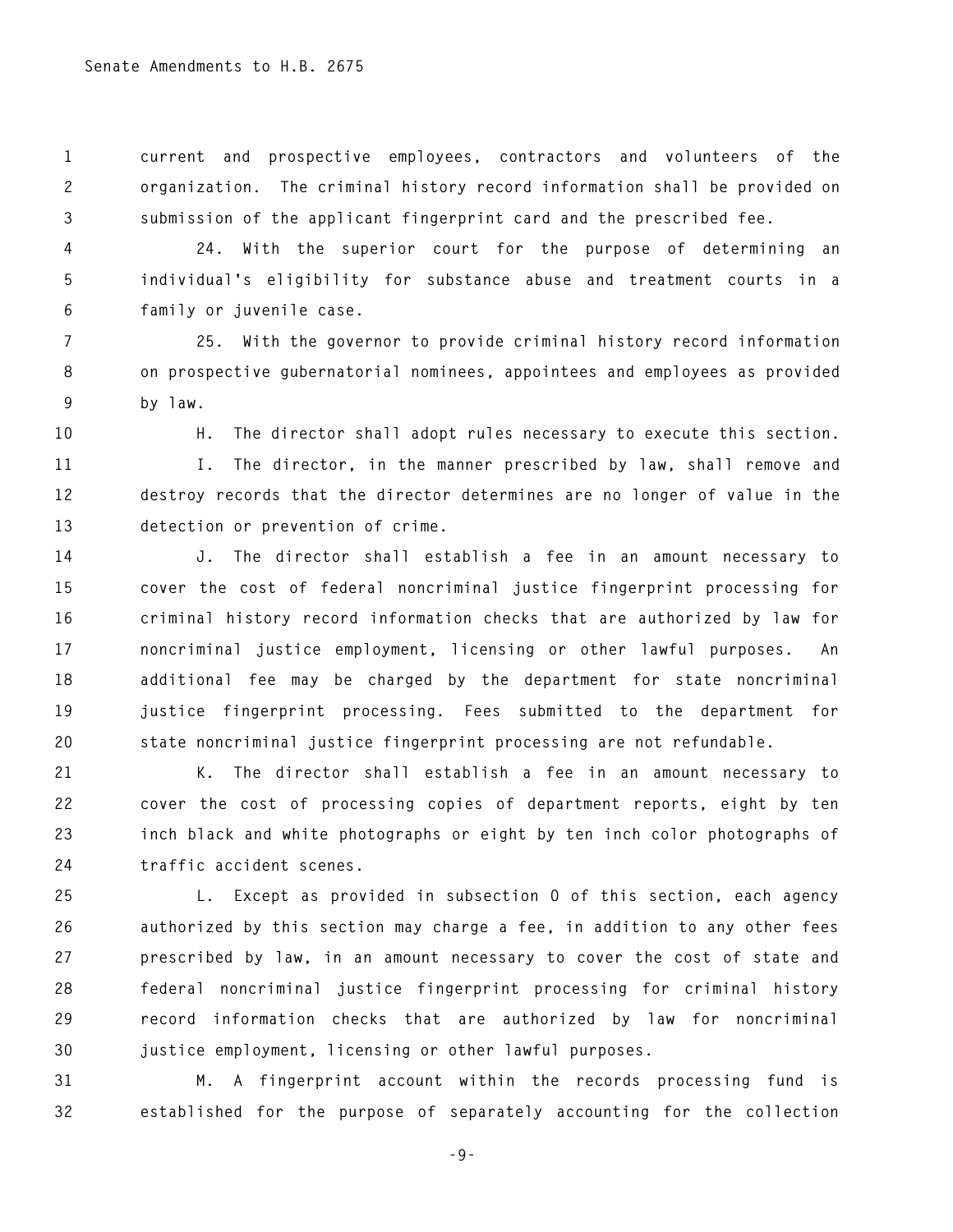current and prospective employees, contractors and volunteers of the organization. The criminal history record information shall be provided on submission of the applicant fingerprint card and the prescribed fee.

24. With the superior court for the purpose of determining an individual's eligibility for substance abuse and treatment courts in a family or juvenile case.

25. With the governor to provide criminal history record information on prospective gubernatorial nominees, appointees and employees as provided by law.

H. The director shall adopt rules necessary to execute this section.

I. The director, in the manner prescribed by law, shall remove and destroy records that the director determines are no longer of value in the detection or prevention of crime.

J. The director shall establish a fee in an amount necessary to cover the cost of federal noncriminal justice fingerprint processing for criminal history record information checks that are authorized by law for noncriminal justice employment, licensing or other lawful purposes. An additional fee may be charged by the department for state noncriminal justice fingerprint processing. Fees submitted to the department for state noncriminal justice fingerprint processing are not refundable.

K. The director shall establish a fee in an amount necessary to cover the cost of processing copies of department reports, eight by ten inch black and white photographs or eight by ten inch color photographs of traffic accident scenes.

L. Except as provided in subsection O of this section, each agency authorized by this section may charge a fee, in addition to any other fees prescribed by law, in an amount necessary to cover the cost of state and federal noncriminal justice fingerprint processing for criminal history record information checks that are authorized by law for noncriminal justice employment, licensing or other lawful purposes.

M. A fingerprint account within the records processing fund is established for the purpose of separately accounting for the collection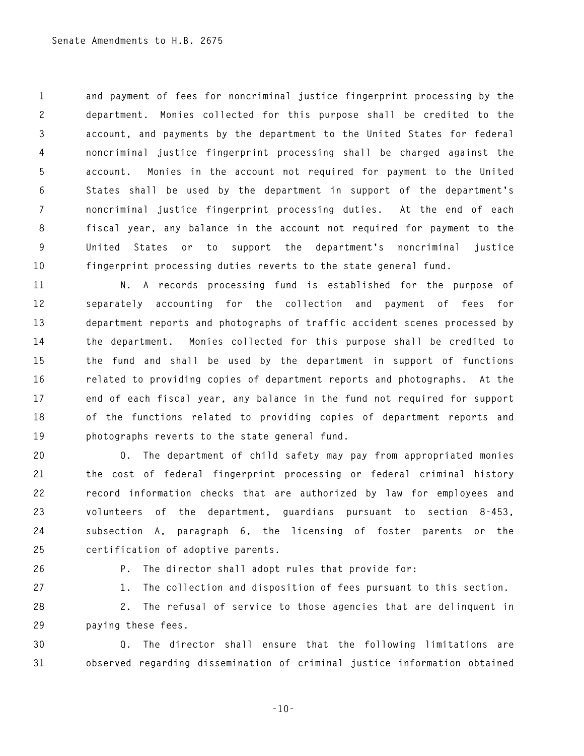and payment of fees for noncriminal justice fingerprint processing by the department. Monies collected for this purpose shall be credited to the account, and payments by the department to the United States for federal noncriminal justice fingerprint processing shall be charged against the account. Monies in the account not required for payment to the United States shall be used by the department in support of the department's noncriminal justice fingerprint processing duties. At the end of each fiscal year, any balance in the account not required for payment to the United States or to support the department's noncriminal justice fingerprint processing duties reverts to the state general fund.

N. A records processing fund is established for the purpose of separately accounting for the collection and payment of fees for department reports and photographs of traffic accident scenes processed by the department. Monies collected for this purpose shall be credited to the fund and shall be used by the department in support of functions related to providing copies of department reports and photographs. At the end of each fiscal year, any balance in the fund not required for support of the functions related to providing copies of department reports and photographs reverts to the state general fund.

O. The department of child safety may pay from appropriated monies the cost of federal fingerprint processing or federal criminal history record information checks that are authorized by law for employees and volunteers of the department, guardians pursuant to section 8-453, subsection A, paragraph 6, the licensing of foster parents or the certification of adoptive parents.

P. The director shall adopt rules that provide for:

1. The collection and disposition of fees pursuant to this section.

2. The refusal of service to those agencies that are delinquent in paying these fees.

Q. The director shall ensure that the following limitations are observed regarding dissemination of criminal justice information obtained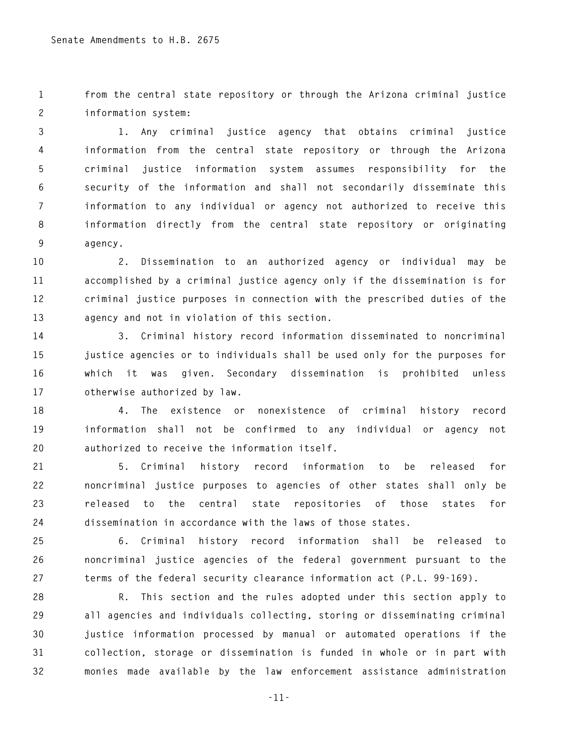from the central state repository or through the Arizona criminal justice information system:

1. Any criminal justice agency that obtains criminal justice information from the central state repository or through the Arizona criminal justice information system assumes responsibility for the security of the information and shall not secondarily disseminate this information to any individual or agency not authorized to receive this information directly from the central state repository or originating agency.

2. Dissemination to an authorized agency or individual may be accomplished by a criminal justice agency only if the dissemination is for criminal justice purposes in connection with the prescribed duties of the agency and not in violation of this section.

3. Criminal history record information disseminated to noncriminal justice agencies or to individuals shall be used only for the purposes for which it was given. Secondary dissemination is prohibited unless otherwise authorized by law.

4. The existence or nonexistence of criminal history record information shall not be confirmed to any individual or agency not authorized to receive the information itself.

5. Criminal history record information to be released for noncriminal justice purposes to agencies of other states shall only be released to the central state repositories of those states for dissemination in accordance with the laws of those states.

6. Criminal history record information shall be released to noncriminal justice agencies of the federal government pursuant to the terms of the federal security clearance information act (P.L. 99-169).

R. This section and the rules adopted under this section apply to all agencies and individuals collecting, storing or disseminating criminal justice information processed by manual or automated operations if the collection, storage or dissemination is funded in whole or in part with monies made available by the law enforcement assistance administration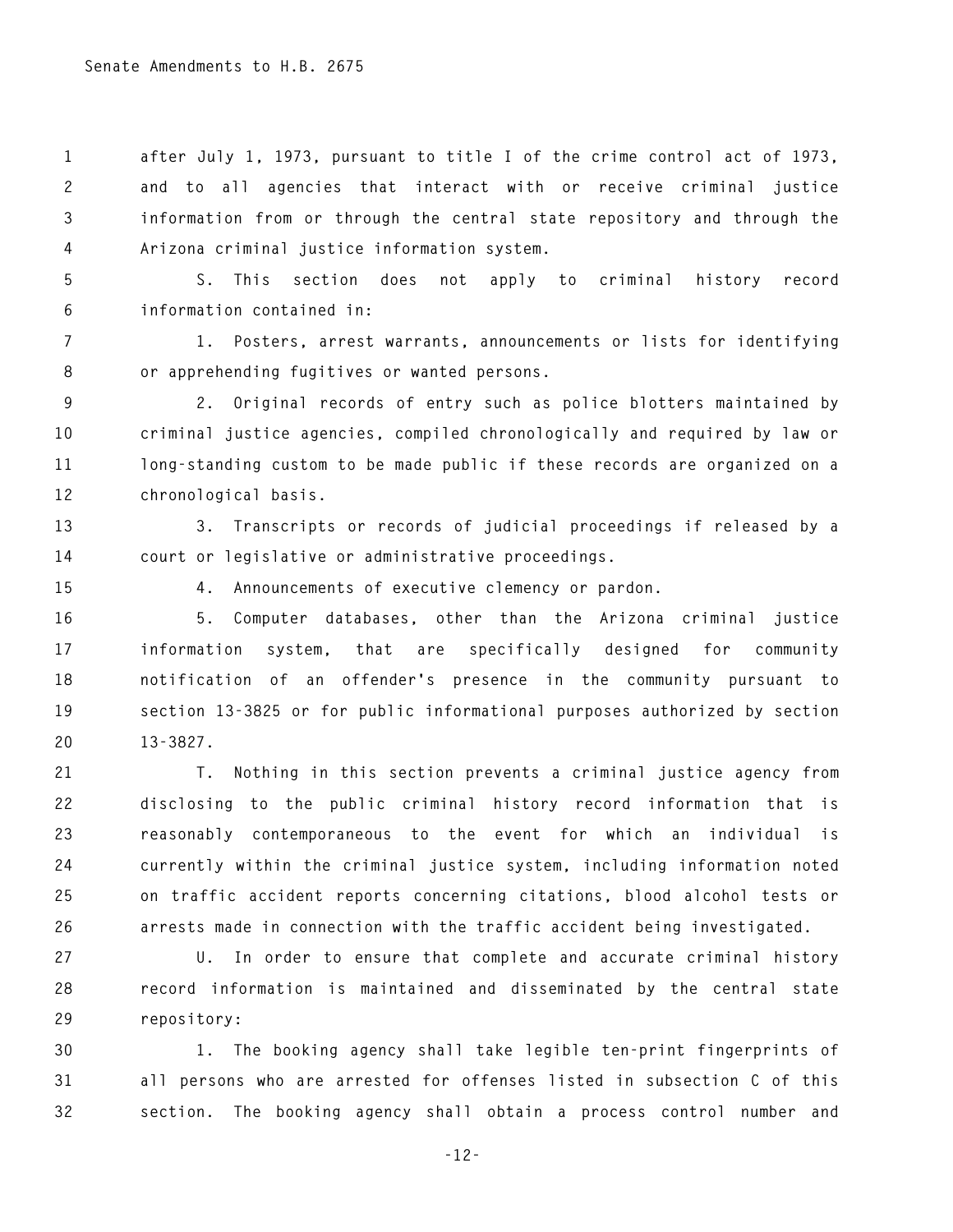after July 1, 1973, pursuant to title I of the crime control act of 1973, and to all agencies that interact with or receive criminal justice information from or through the central state repository and through the Arizona criminal justice information system.

S. This section does not apply to criminal history record information contained in:

1. Posters, arrest warrants, announcements or lists for identifying or apprehending fugitives or wanted persons.

2. Original records of entry such as police blotters maintained by criminal justice agencies, compiled chronologically and required by law or long-standing custom to be made public if these records are organized on a chronological basis.

3. Transcripts or records of judicial proceedings if released by a court or legislative or administrative proceedings.

4. Announcements of executive clemency or pardon.

5. Computer databases, other than the Arizona criminal justice information system, that are specifically designed for community notification of an offender's presence in the community pursuant to section 13-3825 or for public informational purposes authorized by section 13-3827.

T. Nothing in this section prevents a criminal justice agency from disclosing to the public criminal history record information that is reasonably contemporaneous to the event for which an individual is currently within the criminal justice system, including information noted on traffic accident reports concerning citations, blood alcohol tests or arrests made in connection with the traffic accident being investigated.

U. In order to ensure that complete and accurate criminal history record information is maintained and disseminated by the central state repository:

1. The booking agency shall take legible ten-print fingerprints of all persons who are arrested for offenses listed in subsection C of this section. The booking agency shall obtain a process control number and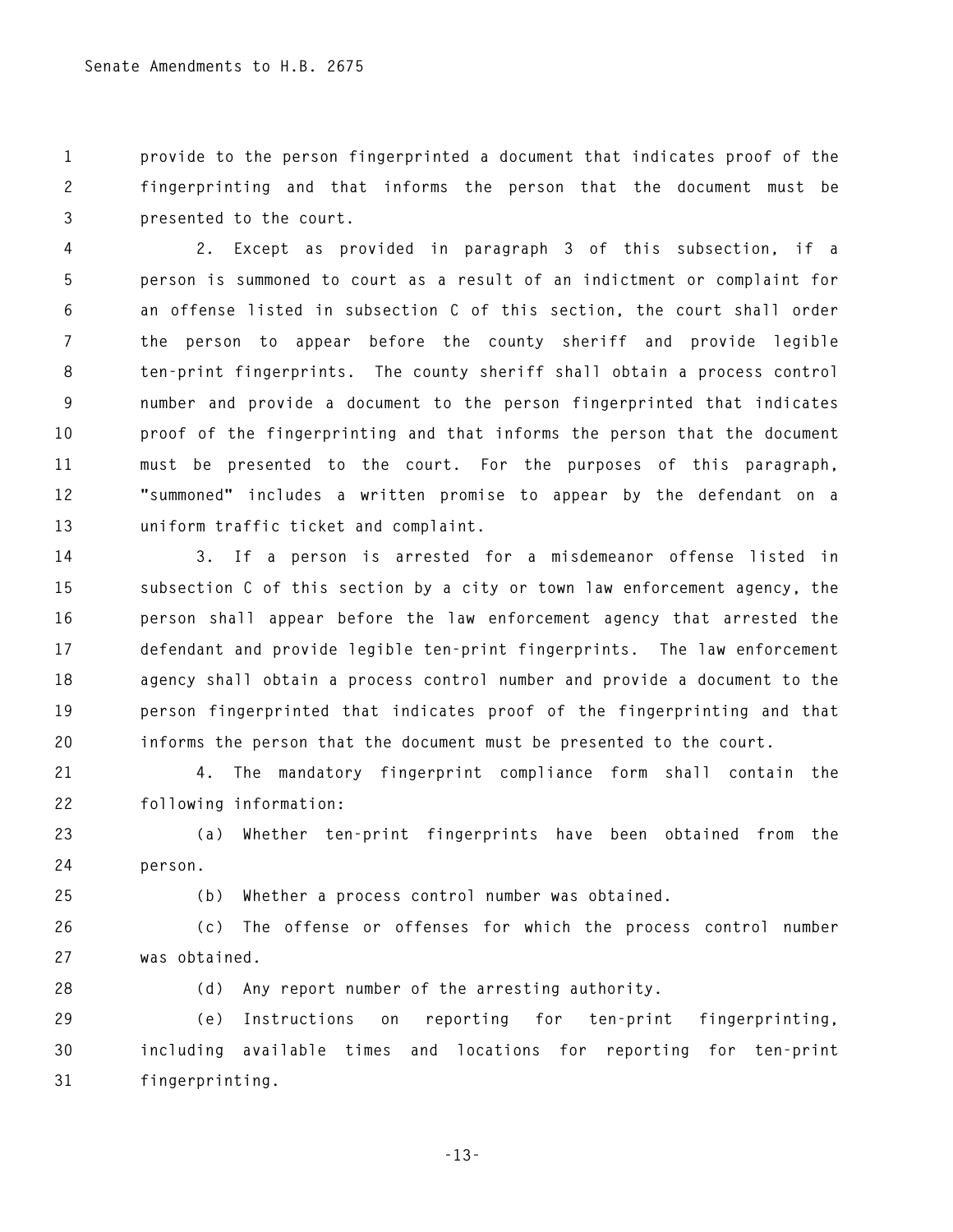provide to the person fingerprinted a document that indicates proof of the fingerprinting and that informs the person that the document must be presented to the court.

2. Except as provided in paragraph 3 of this subsection, if a person is summoned to court as a result of an indictment or complaint for an offense listed in subsection C of this section, the court shall order the person to appear before the county sheriff and provide legible ten-print fingerprints. The county sheriff shall obtain a process control number and provide a document to the person fingerprinted that indicates proof of the fingerprinting and that informs the person that the document must be presented to the court. For the purposes of this paragraph, "summoned" includes a written promise to appear by the defendant on a uniform traffic ticket and complaint.

3. If a person is arrested for a misdemeanor offense listed in subsection C of this section by a city or town law enforcement agency, the person shall appear before the law enforcement agency that arrested the defendant and provide legible ten-print fingerprints. The law enforcement agency shall obtain a process control number and provide a document to the person fingerprinted that indicates proof of the fingerprinting and that informs the person that the document must be presented to the court.

4. The mandatory fingerprint compliance form shall contain the following information:

(a) Whether ten-print fingerprints have been obtained from the person.

(b) Whether a process control number was obtained.

(c) The offense or offenses for which the process control number was obtained.

(d) Any report number of the arresting authority.

(e) Instructions on reporting for ten-print fingerprinting, including available times and locations for reporting for ten-print fingerprinting.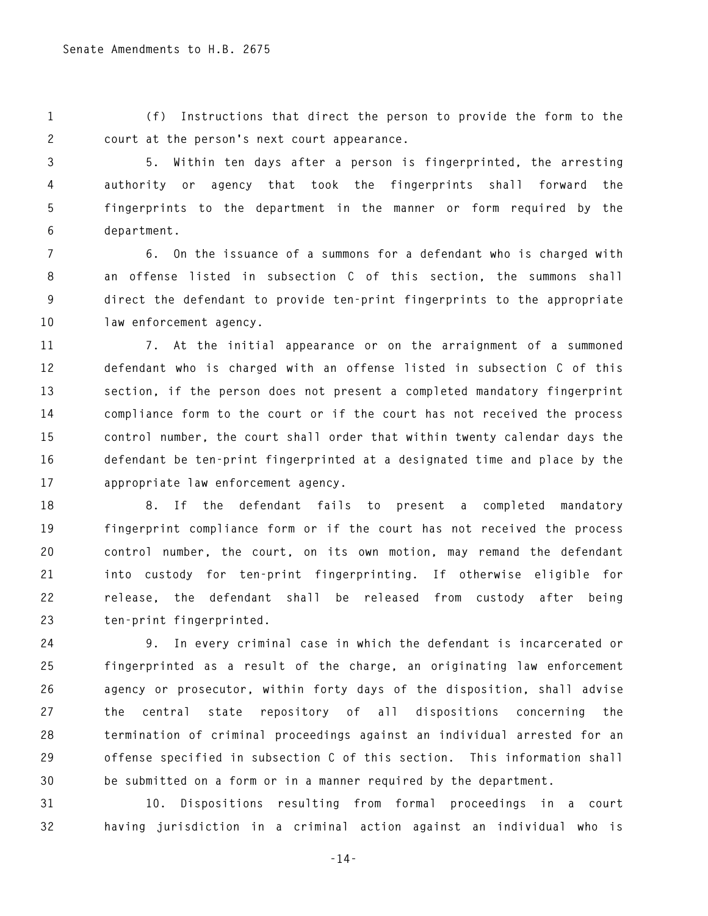(f) Instructions that direct the person to provide the form to the court at the person's next court appearance.

5. Within ten days after a person is fingerprinted, the arresting authority or agency that took the fingerprints shall forward the fingerprints to the department in the manner or form required by the department.

6. On the issuance of a summons for a defendant who is charged with an offense listed in subsection C of this section, the summons shall direct the defendant to provide ten-print fingerprints to the appropriate law enforcement agency.

7. At the initial appearance or on the arraignment of a summoned defendant who is charged with an offense listed in subsection C of this section, if the person does not present a completed mandatory fingerprint compliance form to the court or if the court has not received the process control number, the court shall order that within twenty calendar days the defendant be ten-print fingerprinted at a designated time and place by the appropriate law enforcement agency.

8. If the defendant fails to present a completed mandatory fingerprint compliance form or if the court has not received the process control number, the court, on its own motion, may remand the defendant into custody for ten-print fingerprinting. If otherwise eligible for release, the defendant shall be released from custody after being ten-print fingerprinted.

9. In every criminal case in which the defendant is incarcerated or fingerprinted as a result of the charge, an originating law enforcement agency or prosecutor, within forty days of the disposition, shall advise the central state repository of all dispositions concerning the termination of criminal proceedings against an individual arrested for an offense specified in subsection C of this section. This information shall be submitted on a form or in a manner required by the department.

10. Dispositions resulting from formal proceedings in a court having jurisdiction in a criminal action against an individual who is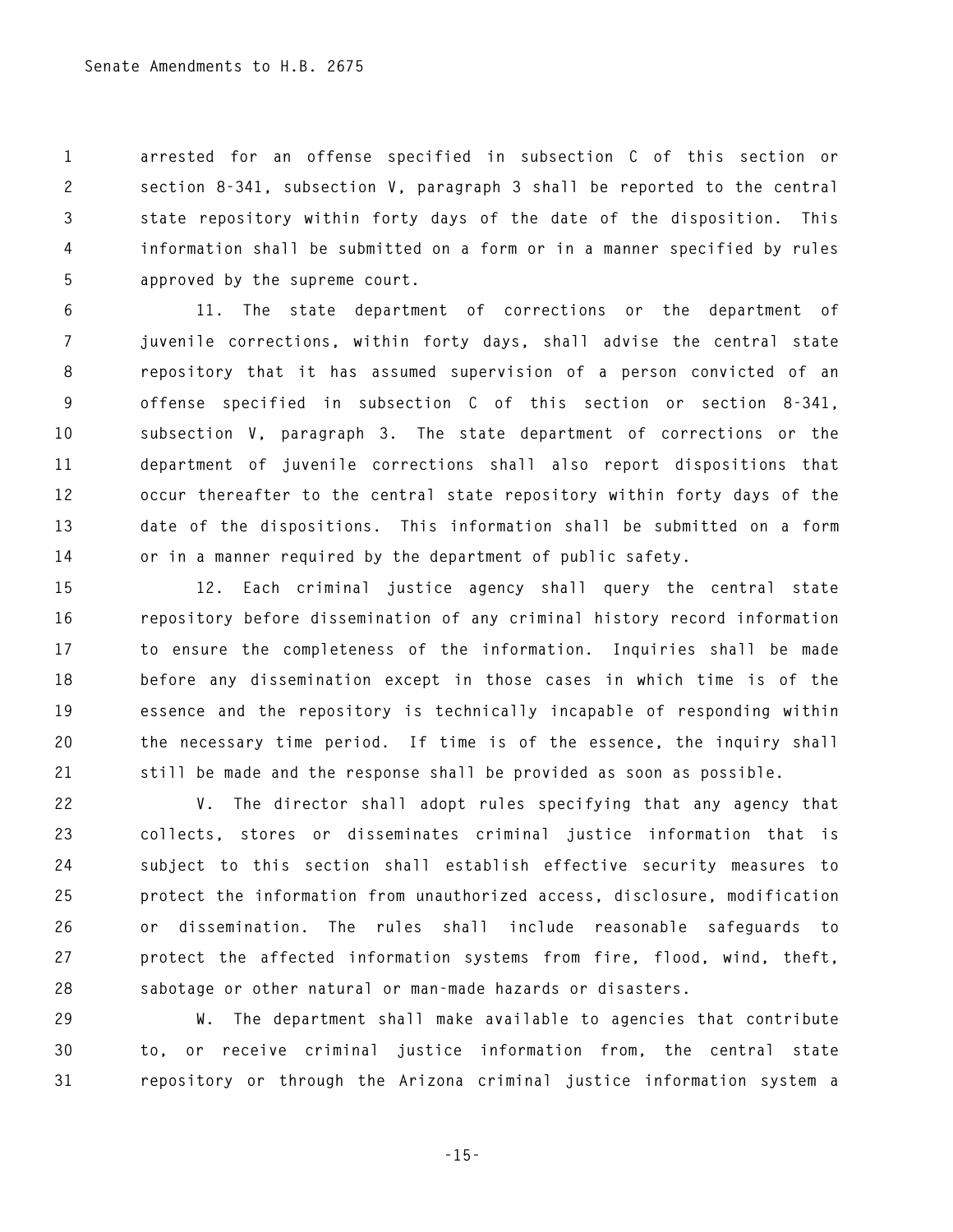arrested for an offense specified in subsection C of this section or section 8-341, subsection V, paragraph 3 shall be reported to the central state repository within forty days of the date of the disposition. This information shall be submitted on a form or in a manner specified by rules approved by the supreme court.

11. The state department of corrections or the department of juvenile corrections, within forty days, shall advise the central state repository that it has assumed supervision of a person convicted of an offense specified in subsection C of this section or section 8-341, subsection V, paragraph 3. The state department of corrections or the department of juvenile corrections shall also report dispositions that occur thereafter to the central state repository within forty days of the date of the dispositions. This information shall be submitted on a form or in a manner required by the department of public safety.

12. Each criminal justice agency shall query the central state repository before dissemination of any criminal history record information to ensure the completeness of the information. Inquiries shall be made before any dissemination except in those cases in which time is of the essence and the repository is technically incapable of responding within the necessary time period. If time is of the essence, the inquiry shall still be made and the response shall be provided as soon as possible.

V. The director shall adopt rules specifying that any agency that collects, stores or disseminates criminal justice information that is subject to this section shall establish effective security measures to protect the information from unauthorized access, disclosure, modification or dissemination. The rules shall include reasonable safeguards to protect the affected information systems from fire, flood, wind, theft, sabotage or other natural or man-made hazards or disasters.

W. The department shall make available to agencies that contribute to, or receive criminal justice information from, the central state repository or through the Arizona criminal justice information system a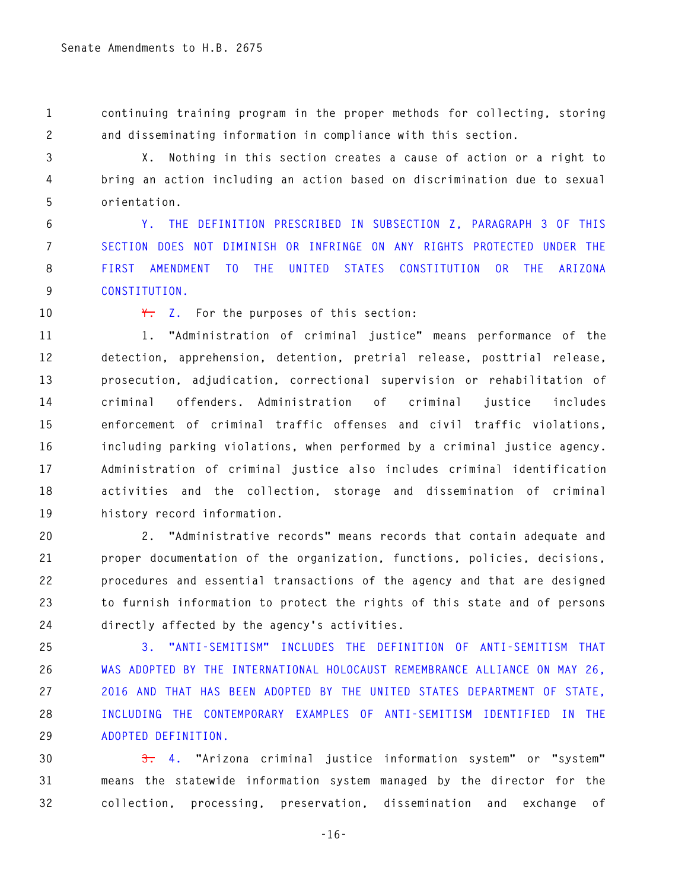continuing training program in the proper methods for collecting, storing and disseminating information in compliance with this section.

X. Nothing in this section creates a cause of action or a right to bring an action including an action based on discrimination due to sexual orientation.

Y. THE DEFINITION PRESCRIBED IN SUBSECTION Z, PARAGRAPH 3 OF THIS SECTION DOES NOT DIMINISH OR INFRINGE ON ANY RIGHTS PROTECTED UNDER THE FIRST AMENDMENT TO THE UNITED STATES CONSTITUTION OR THE ARIZONA CONSTITUTION.

~~Y.~~ Z. For the purposes of this section:

1. "Administration of criminal justice" means performance of the detection, apprehension, detention, pretrial release, posttrial release, prosecution, adjudication, correctional supervision or rehabilitation of criminal offenders. Administration of criminal justice includes enforcement of criminal traffic offenses and civil traffic violations, including parking violations, when performed by a criminal justice agency. Administration of criminal justice also includes criminal identification activities and the collection, storage and dissemination of criminal history record information.

2. "Administrative records" means records that contain adequate and proper documentation of the organization, functions, policies, decisions, procedures and essential transactions of the agency and that are designed to furnish information to protect the rights of this state and of persons directly affected by the agency's activities.

3. "ANTI-SEMITISM" INCLUDES THE DEFINITION OF ANTI-SEMITISM THAT WAS ADOPTED BY THE INTERNATIONAL HOLOCAUST REMEMBRANCE ALLIANCE ON MAY 26, 2016 AND THAT HAS BEEN ADOPTED BY THE UNITED STATES DEPARTMENT OF STATE, INCLUDING THE CONTEMPORARY EXAMPLES OF ANTI-SEMITISM IDENTIFIED IN THE ADOPTED DEFINITION.

~~3.~~ 4. "Arizona criminal justice information system" or "system" means the statewide information system managed by the director for the collection, processing, preservation, dissemination and exchange of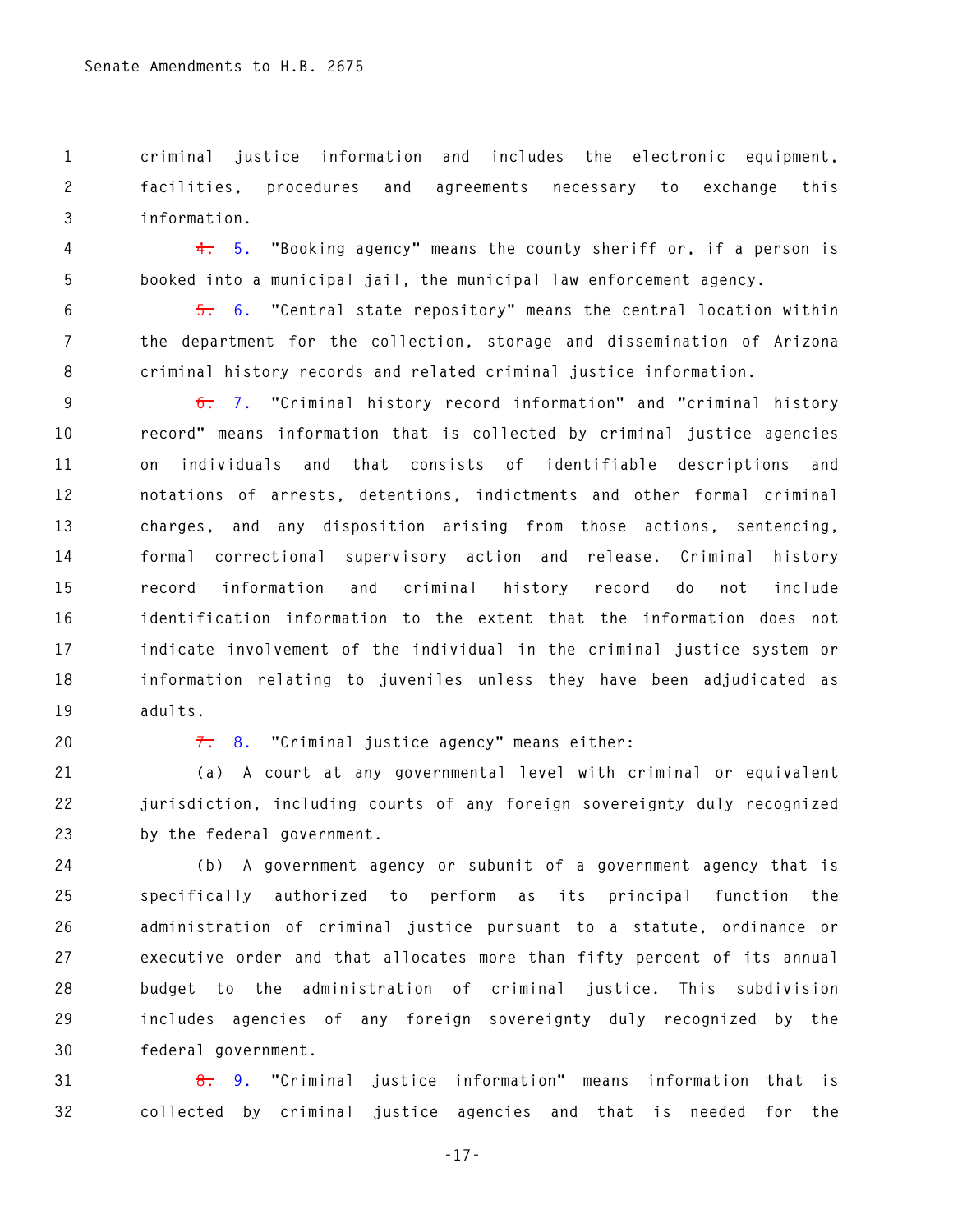criminal justice information and includes the electronic equipment, facilities, procedures and agreements necessary to exchange this information.

~~4.~~ 5. "Booking agency" means the county sheriff or, if a person is booked into a municipal jail, the municipal law enforcement agency.

~~5.~~ 6. "Central state repository" means the central location within the department for the collection, storage and dissemination of Arizona criminal history records and related criminal justice information.

~~6.~~ 7. "Criminal history record information" and "criminal history record" means information that is collected by criminal justice agencies on individuals and that consists of identifiable descriptions and notations of arrests, detentions, indictments and other formal criminal charges, and any disposition arising from those actions, sentencing, formal correctional supervisory action and release. Criminal history record information and criminal history record do not include identification information to the extent that the information does not indicate involvement of the individual in the criminal justice system or information relating to juveniles unless they have been adjudicated as adults.

~~7.~~ 8. "Criminal justice agency" means either:

(a) A court at any governmental level with criminal or equivalent jurisdiction, including courts of any foreign sovereignty duly recognized by the federal government.

(b) A government agency or subunit of a government agency that is specifically authorized to perform as its principal function the administration of criminal justice pursuant to a statute, ordinance or executive order and that allocates more than fifty percent of its annual budget to the administration of criminal justice. This subdivision includes agencies of any foreign sovereignty duly recognized by the federal government.

~~8.~~ 9. "Criminal justice information" means information that is collected by criminal justice agencies and that is needed for the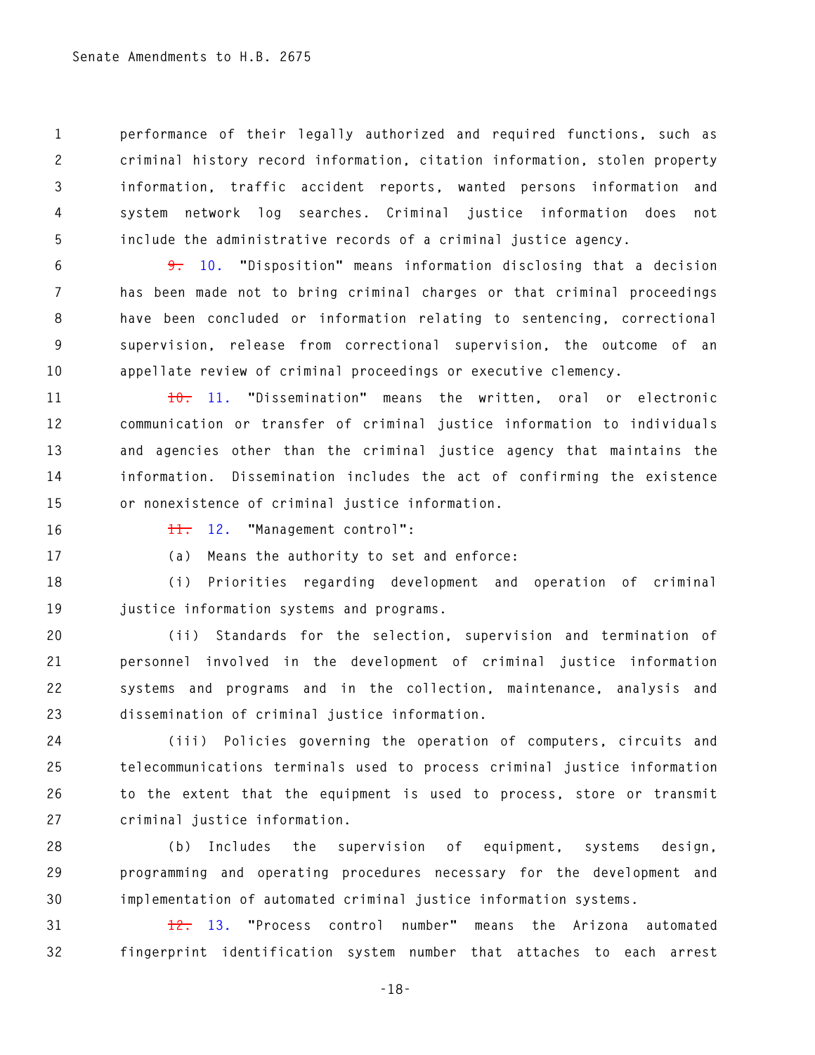performance of their legally authorized and required functions, such as criminal history record information, citation information, stolen property information, traffic accident reports, wanted persons information and system network log searches. Criminal justice information does not include the administrative records of a criminal justice agency.

~~9.~~ 10. "Disposition" means information disclosing that a decision has been made not to bring criminal charges or that criminal proceedings have been concluded or information relating to sentencing, correctional supervision, release from correctional supervision, the outcome of an appellate review of criminal proceedings or executive clemency.

~~10.~~ 11. "Dissemination" means the written, oral or electronic communication or transfer of criminal justice information to individuals and agencies other than the criminal justice agency that maintains the information. Dissemination includes the act of confirming the existence or nonexistence of criminal justice information.

~~11.~~ 12. "Management control":

(a) Means the authority to set and enforce:

(i) Priorities regarding development and operation of criminal justice information systems and programs.

(ii) Standards for the selection, supervision and termination of personnel involved in the development of criminal justice information systems and programs and in the collection, maintenance, analysis and dissemination of criminal justice information.

(iii) Policies governing the operation of computers, circuits and telecommunications terminals used to process criminal justice information to the extent that the equipment is used to process, store or transmit criminal justice information.

(b) Includes the supervision of equipment, systems design, programming and operating procedures necessary for the development and implementation of automated criminal justice information systems.

~~12.~~ 13. "Process control number" means the Arizona automated fingerprint identification system number that attaches to each arrest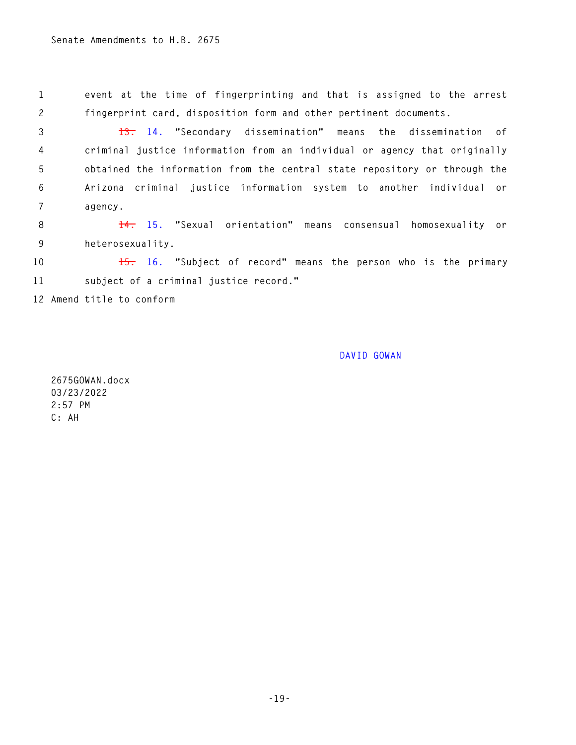1 event at the time of fingerprinting and that is assigned to the arrest
2 fingerprint card, disposition form and other pertinent documents.

3 ~~13.~~ 14. "Secondary dissemination" means the dissemination of
4 criminal justice information from an individual or agency that originally
5 obtained the information from the central state repository or through the
6 Arizona criminal justice information system to another individual or
7 agency.

8 ~~14.~~ 15. "Sexual orientation" means consensual homosexuality or
9 heterosexuality.

10 ~~15.~~ 16. "Subject of record" means the person who is the primary
11 subject of a criminal justice record."

12 Amend title to conform

DAVID GOWAN

2675GOWAN.docx
03/23/2022
2:57 PM
C: AH